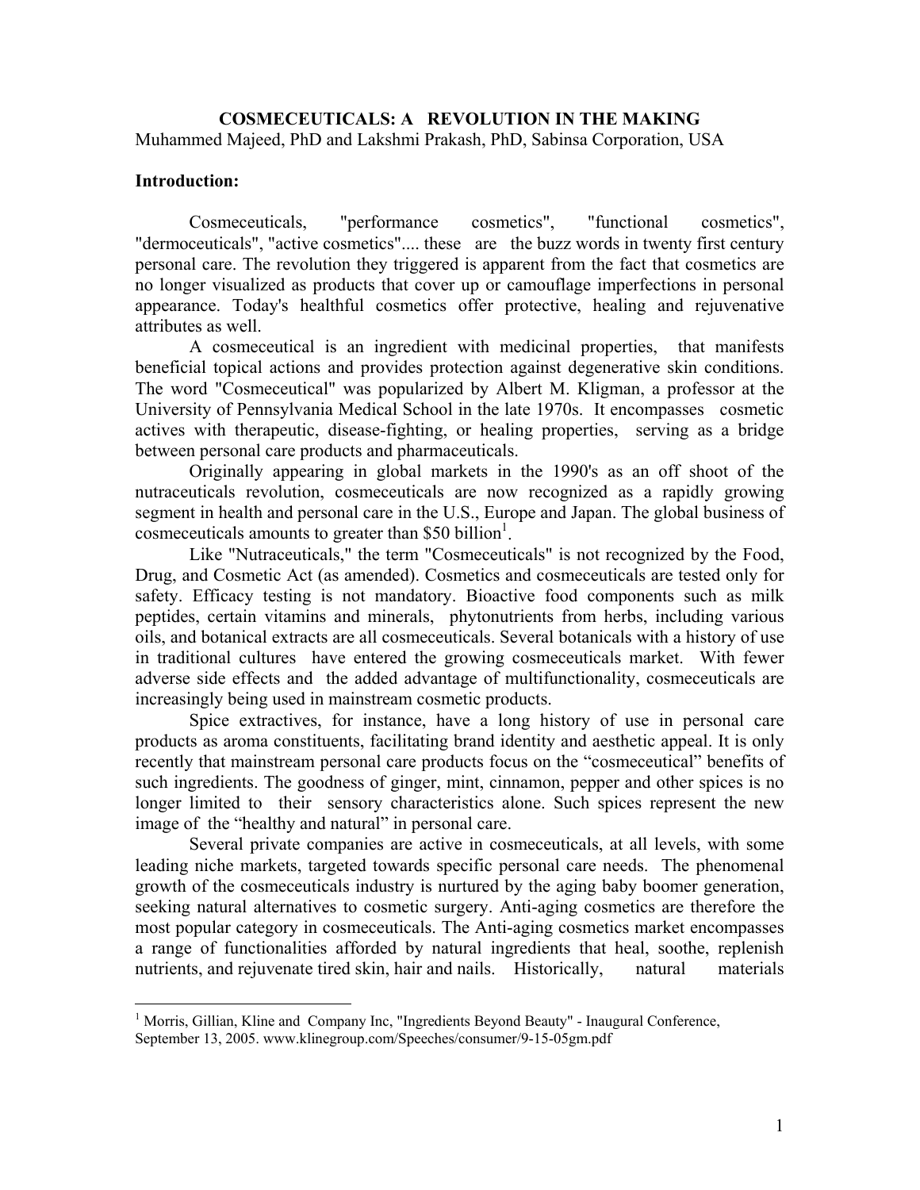# COSMECEUTICALS: A REVOLUTION IN THE MAKING

Muhammed Majeed, PhD and Lakshmi Prakash, PhD, Sabinsa Corporation, USA

## Introduction:

Cosmeceuticals, "performance cosmetics", "functional cosmetics", "dermoceuticals", "active cosmetics".... these are the buzz words in twenty first century personal care. The revolution they triggered is apparent from the fact that cosmetics are no longer visualized as products that cover up or camouflage imperfections in personal appearance. Today's healthful cosmetics offer protective, healing and rejuvenative attributes as well.

A cosmeceutical is an ingredient with medicinal properties, that manifests beneficial topical actions and provides protection against degenerative skin conditions. The word "Cosmeceutical" was popularized by Albert M. Kligman, a professor at the University of Pennsylvania Medical School in the late 1970s. It encompasses cosmetic actives with therapeutic, disease-fighting, or healing properties, serving as a bridge between personal care products and pharmaceuticals.

Originally appearing in global markets in the 1990's as an off shoot of the nutraceuticals revolution, cosmeceuticals are now recognized as a rapidly growing segment in health and personal care in the U.S., Europe and Japan. The global business of cosmeceuticals amounts to greater than $50 billion[1].

Like "Nutraceuticals," the term "Cosmeceuticals" is not recognized by the Food, Drug, and Cosmetic Act (as amended). Cosmetics and cosmeceuticals are tested only for safety. Efficacy testing is not mandatory. Bioactive food components such as milk peptides, certain vitamins and minerals, phytonutrients from herbs, including various oils, and botanical extracts are all cosmeceuticals. Several botanicals with a history of use in traditional cultures have entered the growing cosmeceuticals market. With fewer adverse side effects and the added advantage of multifunctionality, cosmeceuticals are increasingly being used in mainstream cosmetic products.

Spice extractives, for instance, have a long history of use in personal care products as aroma constituents, facilitating brand identity and aesthetic appeal. It is only recently that mainstream personal care products focus on the "cosmeceutical" benefits of such ingredients. The goodness of ginger, mint, cinnamon, pepper and other spices is no longer limited to their sensory characteristics alone. Such spices represent the new image of the "healthy and natural" in personal care.

Several private companies are active in cosmeceuticals, at all levels, with some leading niche markets, targeted towards specific personal care needs. The phenomenal growth of the cosmeceuticals industry is nurtured by the aging baby boomer generation, seeking natural alternatives to cosmetic surgery. Anti-aging cosmetics are therefore the most popular category in cosmeceuticals. The Anti-aging cosmetics market encompasses a range of functionalities afforded by natural ingredients that heal, soothe, replenish nutrients, and rejuvenate tired skin, hair and nails. Historically, natural materials

---

[1] Morris, Gillian, Kline and Company Inc, "Ingredients Beyond Beauty" - Inaugural Conference, September 13, 2005. www.klinegroup.com/Speeches/consumer/9-15-05gm.pdf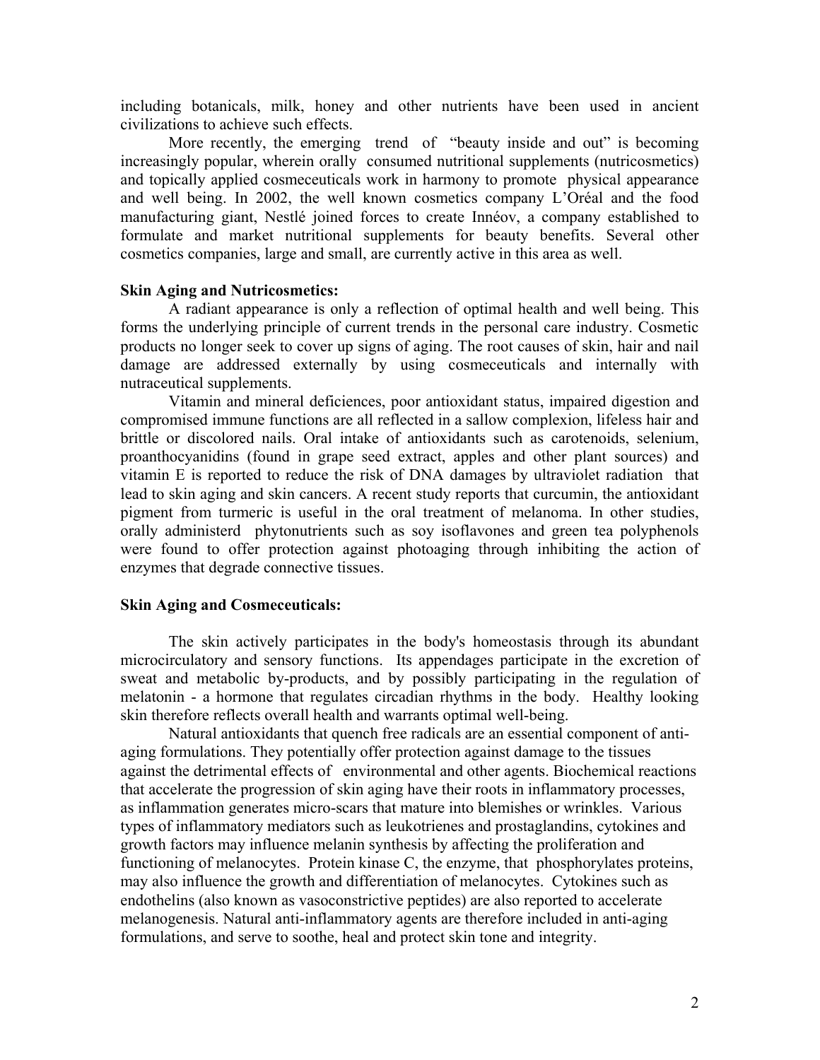including botanicals, milk, honey and other nutrients have been used in ancient civilizations to achieve such effects.

More recently, the emerging trend of "beauty inside and out" is becoming increasingly popular, wherein orally consumed nutritional supplements (nutricosmetics) and topically applied cosmeceuticals work in harmony to promote physical appearance and well being. In 2002, the well known cosmetics company L'Oréal and the food manufacturing giant, Nestlé joined forces to create Innéov, a company established to formulate and market nutritional supplements for beauty benefits. Several other cosmetics companies, large and small, are currently active in this area as well.

**Skin Aging and Nutricosmetics:**

A radiant appearance is only a reflection of optimal health and well being. This forms the underlying principle of current trends in the personal care industry. Cosmetic products no longer seek to cover up signs of aging. The root causes of skin, hair and nail damage are addressed externally by using cosmeceuticals and internally with nutraceutical supplements.

Vitamin and mineral deficiences, poor antioxidant status, impaired digestion and compromised immune functions are all reflected in a sallow complexion, lifeless hair and brittle or discolored nails. Oral intake of antioxidants such as carotenoids, selenium, proanthocyanidins (found in grape seed extract, apples and other plant sources) and vitamin E is reported to reduce the risk of DNA damages by ultraviolet radiation that lead to skin aging and skin cancers. A recent study reports that curcumin, the antioxidant pigment from turmeric is useful in the oral treatment of melanoma. In other studies, orally administerd phytonutrients such as soy isoflavones and green tea polyphenols were found to offer protection against photoaging through inhibiting the action of enzymes that degrade connective tissues.

**Skin Aging and Cosmeceuticals:**

The skin actively participates in the body's homeostasis through its abundant microcirculatory and sensory functions. Its appendages participate in the excretion of sweat and metabolic by-products, and by possibly participating in the regulation of melatonin - a hormone that regulates circadian rhythms in the body. Healthy looking skin therefore reflects overall health and warrants optimal well-being.

Natural antioxidants that quench free radicals are an essential component of anti-aging formulations. They potentially offer protection against damage to the tissues against the detrimental effects of environmental and other agents. Biochemical reactions that accelerate the progression of skin aging have their roots in inflammatory processes, as inflammation generates micro-scars that mature into blemishes or wrinkles. Various types of inflammatory mediators such as leukotrienes and prostaglandins, cytokines and growth factors may influence melanin synthesis by affecting the proliferation and functioning of melanocytes. Protein kinase C, the enzyme, that phosphorylates proteins, may also influence the growth and differentiation of melanocytes. Cytokines such as endothelins (also known as vasoconstrictive peptides) are also reported to accelerate melanogenesis. Natural anti-inflammatory agents are therefore included in anti-aging formulations, and serve to soothe, heal and protect skin tone and integrity.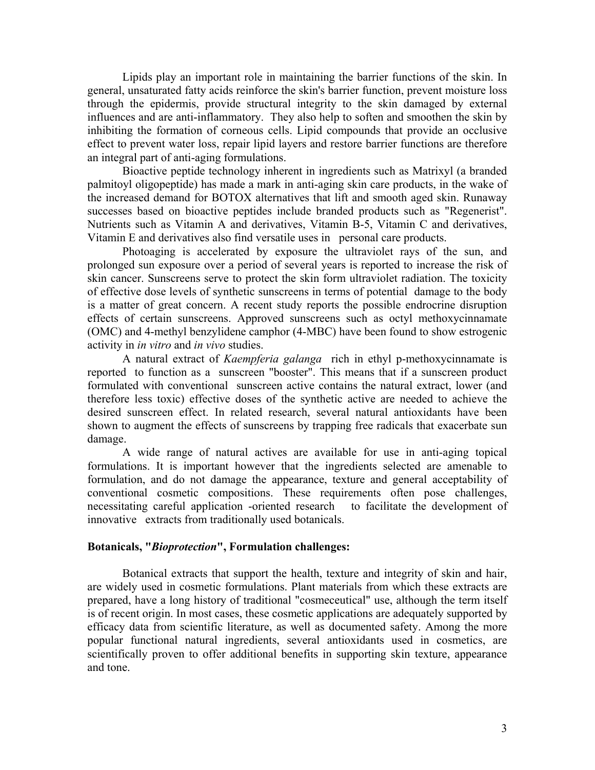Lipids play an important role in maintaining the barrier functions of the skin. In general, unsaturated fatty acids reinforce the skin's barrier function, prevent moisture loss through the epidermis, provide structural integrity to the skin damaged by external influences and are anti-inflammatory. They also help to soften and smoothen the skin by inhibiting the formation of corneous cells. Lipid compounds that provide an occlusive effect to prevent water loss, repair lipid layers and restore barrier functions are therefore an integral part of anti-aging formulations.

Bioactive peptide technology inherent in ingredients such as Matrixyl (a branded palmitoyl oligopeptide) has made a mark in anti-aging skin care products, in the wake of the increased demand for BOTOX alternatives that lift and smooth aged skin. Runaway successes based on bioactive peptides include branded products such as "Regenerist". Nutrients such as Vitamin A and derivatives, Vitamin B-5, Vitamin C and derivatives, Vitamin E and derivatives also find versatile uses in personal care products.

Photoaging is accelerated by exposure the ultraviolet rays of the sun, and prolonged sun exposure over a period of several years is reported to increase the risk of skin cancer. Sunscreens serve to protect the skin form ultraviolet radiation. The toxicity of effective dose levels of synthetic sunscreens in terms of potential damage to the body is a matter of great concern. A recent study reports the possible endrocrine disruption effects of certain sunscreens. Approved sunscreens such as octyl methoxycinnamate (OMC) and 4-methyl benzylidene camphor (4-MBC) have been found to show estrogenic activity in *in vitro* and *in vivo* studies.

A natural extract of *Kaempferia galanga* rich in ethyl p-methoxycinnamate is reported to function as a sunscreen "booster". This means that if a sunscreen product formulated with conventional sunscreen active contains the natural extract, lower (and therefore less toxic) effective doses of the synthetic active are needed to achieve the desired sunscreen effect. In related research, several natural antioxidants have been shown to augment the effects of sunscreens by trapping free radicals that exacerbate sun damage.

A wide range of natural actives are available for use in anti-aging topical formulations. It is important however that the ingredients selected are amenable to formulation, and do not damage the appearance, texture and general acceptability of conventional cosmetic compositions. These requirements often pose challenges, necessitating careful application -oriented research to facilitate the development of innovative extracts from traditionally used botanicals.

**Botanicals, "*Bioprotection*", Formulation challenges:**

Botanical extracts that support the health, texture and integrity of skin and hair, are widely used in cosmetic formulations. Plant materials from which these extracts are prepared, have a long history of traditional "cosmeceutical" use, although the term itself is of recent origin. In most cases, these cosmetic applications are adequately supported by efficacy data from scientific literature, as well as documented safety. Among the more popular functional natural ingredients, several antioxidants used in cosmetics, are scientifically proven to offer additional benefits in supporting skin texture, appearance and tone.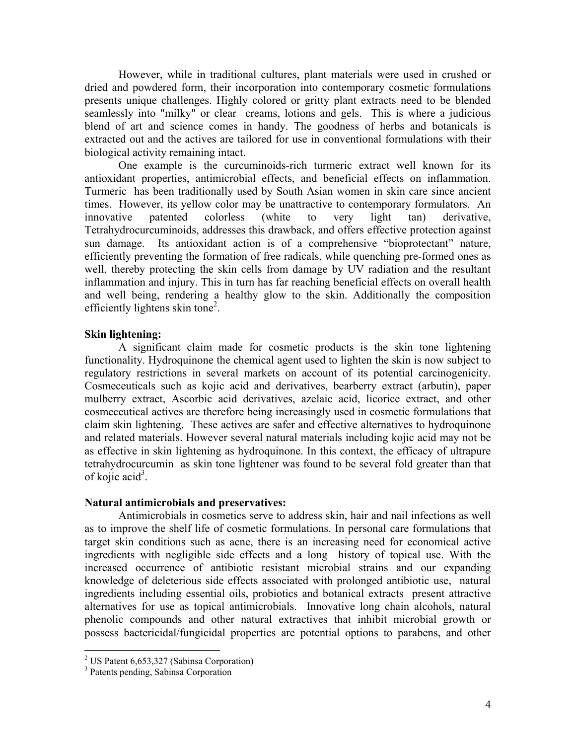However, while in traditional cultures, plant materials were used in crushed or dried and powdered form, their incorporation into contemporary cosmetic formulations presents unique challenges. Highly colored or gritty plant extracts need to be blended seamlessly into "milky" or clear creams, lotions and gels. This is where a judicious blend of art and science comes in handy. The goodness of herbs and botanicals is extracted out and the actives are tailored for use in conventional formulations with their biological activity remaining intact.

One example is the curcuminoids-rich turmeric extract well known for its antioxidant properties, antimicrobial effects, and beneficial effects on inflammation. Turmeric has been traditionally used by South Asian women in skin care since ancient times. However, its yellow color may be unattractive to contemporary formulators. An innovative patented colorless (white to very light tan) derivative, Tetrahydrocurcuminoids, addresses this drawback, and offers effective protection against sun damage. Its antioxidant action is of a comprehensive "bioprotectant" nature, efficiently preventing the formation of free radicals, while quenching pre-formed ones as well, thereby protecting the skin cells from damage by UV radiation and the resultant inflammation and injury. This in turn has far reaching beneficial effects on overall health and well being, rendering a healthy glow to the skin. Additionally the composition efficiently lightens skin tone[2].

**Skin lightening:**

A significant claim made for cosmetic products is the skin tone lightening functionality. Hydroquinone the chemical agent used to lighten the skin is now subject to regulatory restrictions in several markets on account of its potential carcinogenicity. Cosmeceuticals such as kojic acid and derivatives, bearberry extract (arbutin), paper mulberry extract, Ascorbic acid derivatives, azelaic acid, licorice extract, and other cosmeceutical actives are therefore being increasingly used in cosmetic formulations that claim skin lightening. These actives are safer and effective alternatives to hydroquinone and related materials. However several natural materials including kojic acid may not be as effective in skin lightening as hydroquinone. In this context, the efficacy of ultrapure tetrahydrocurcumin as skin tone lightener was found to be several fold greater than that of kojic acid[3].

**Natural antimicrobials and preservatives:**

Antimicrobials in cosmetics serve to address skin, hair and nail infections as well as to improve the shelf life of cosmetic formulations. In personal care formulations that target skin conditions such as acne, there is an increasing need for economical active ingredients with negligible side effects and a long history of topical use. With the increased occurrence of antibiotic resistant microbial strains and our expanding knowledge of deleterious side effects associated with prolonged antibiotic use, natural ingredients including essential oils, probiotics and botanical extracts present attractive alternatives for use as topical antimicrobials. Innovative long chain alcohols, natural phenolic compounds and other natural extractives that inhibit microbial growth or possess bactericidal/fungicidal properties are potential options to parabens, and other

[2] US Patent 6,653,327 (Sabinsa Corporation)

[3] Patents pending, Sabinsa Corporation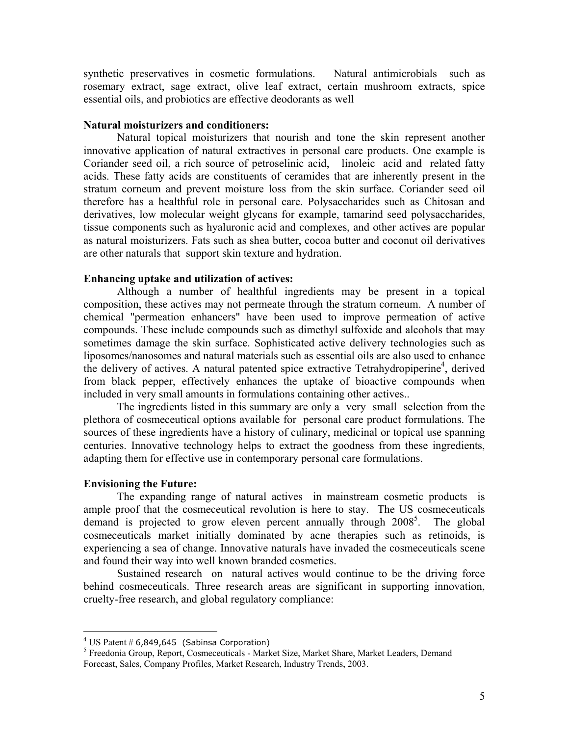synthetic preservatives in cosmetic formulations. Natural antimicrobials such as rosemary extract, sage extract, olive leaf extract, certain mushroom extracts, spice essential oils, and probiotics are effective deodorants as well

**Natural moisturizers and conditioners:**

Natural topical moisturizers that nourish and tone the skin represent another innovative application of natural extractives in personal care products. One example is Coriander seed oil, a rich source of petroselinic acid, linoleic acid and related fatty acids. These fatty acids are constituents of ceramides that are inherently present in the stratum corneum and prevent moisture loss from the skin surface. Coriander seed oil therefore has a healthful role in personal care. Polysaccharides such as Chitosan and derivatives, low molecular weight glycans for example, tamarind seed polysaccharides, tissue components such as hyaluronic acid and complexes, and other actives are popular as natural moisturizers. Fats such as shea butter, cocoa butter and coconut oil derivatives are other naturals that support skin texture and hydration.

**Enhancing uptake and utilization of actives:**

Although a number of healthful ingredients may be present in a topical composition, these actives may not permeate through the stratum corneum. A number of chemical "permeation enhancers" have been used to improve permeation of active compounds. These include compounds such as dimethyl sulfoxide and alcohols that may sometimes damage the skin surface. Sophisticated active delivery technologies such as liposomes/nanosomes and natural materials such as essential oils are also used to enhance the delivery of actives. A natural patented spice extractive Tetrahydropiperine[4], derived from black pepper, effectively enhances the uptake of bioactive compounds when included in very small amounts in formulations containing other actives..

The ingredients listed in this summary are only a very small selection from the plethora of cosmeceutical options available for personal care product formulations. The sources of these ingredients have a history of culinary, medicinal or topical use spanning centuries. Innovative technology helps to extract the goodness from these ingredients, adapting them for effective use in contemporary personal care formulations.

**Envisioning the Future:**

The expanding range of natural actives in mainstream cosmetic products is ample proof that the cosmeceutical revolution is here to stay. The US cosmeceuticals demand is projected to grow eleven percent annually through 2008[5]. The global cosmeceuticals market initially dominated by acne therapies such as retinoids, is experiencing a sea of change. Innovative naturals have invaded the cosmeceuticals scene and found their way into well known branded cosmetics.

Sustained research on natural actives would continue to be the driving force behind cosmeceuticals. Three research areas are significant in supporting innovation, cruelty-free research, and global regulatory compliance:

---

[4] US Patent # 6,849,645 (Sabinsa Corporation)

[5] Freedonia Group, Report, Cosmeceuticals - Market Size, Market Share, Market Leaders, Demand Forecast, Sales, Company Profiles, Market Research, Industry Trends, 2003.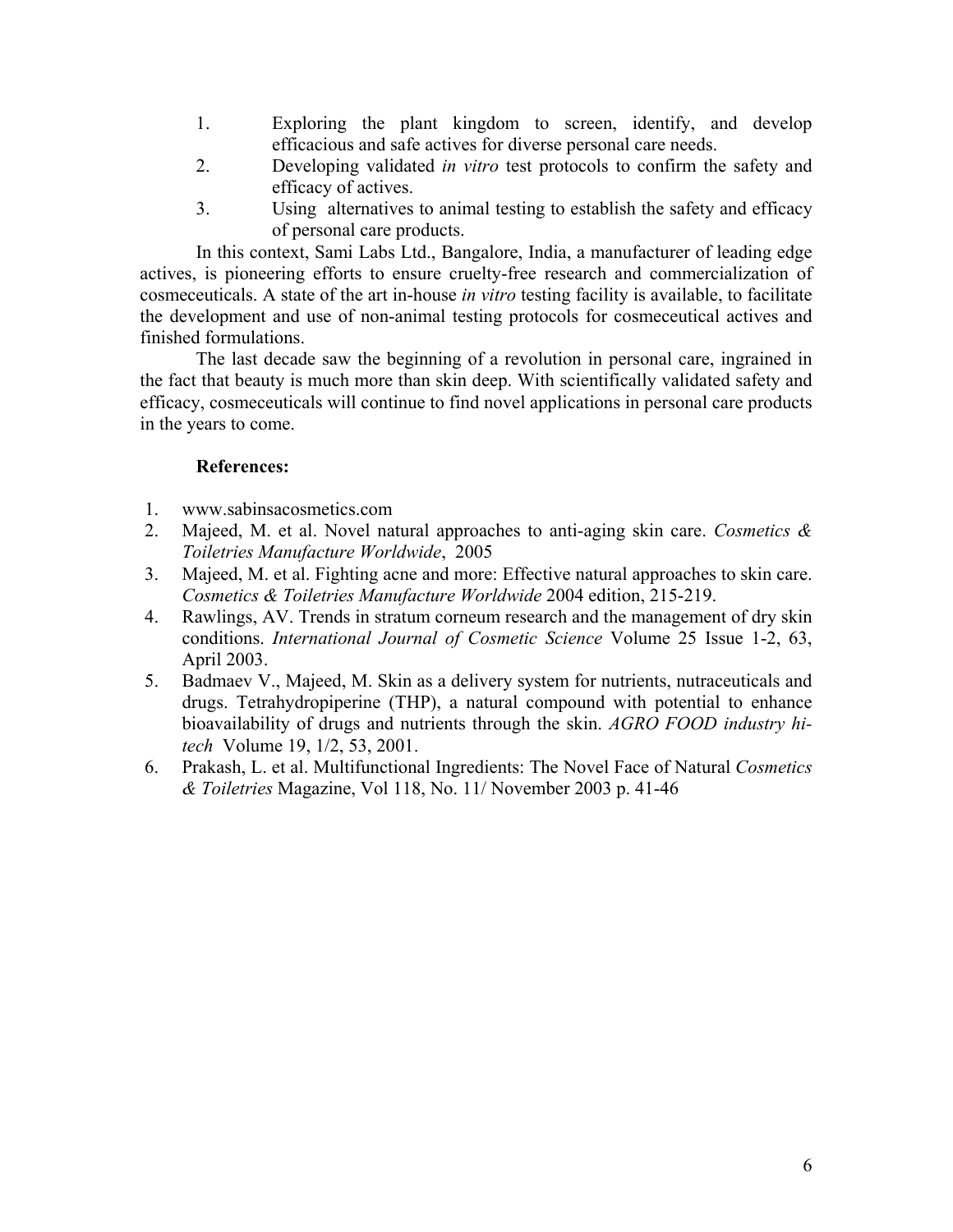1. Exploring the plant kingdom to screen, identify, and develop efficacious and safe actives for diverse personal care needs.
2. Developing validated *in vitro* test protocols to confirm the safety and efficacy of actives.
3. Using alternatives to animal testing to establish the safety and efficacy of personal care products.

In this context, Sami Labs Ltd., Bangalore, India, a manufacturer of leading edge actives, is pioneering efforts to ensure cruelty-free research and commercialization of cosmeceuticals. A state of the art in-house *in vitro* testing facility is available, to facilitate the development and use of non-animal testing protocols for cosmeceutical actives and finished formulations.

The last decade saw the beginning of a revolution in personal care, ingrained in the fact that beauty is much more than skin deep. With scientifically validated safety and efficacy, cosmeceuticals will continue to find novel applications in personal care products in the years to come.

**References:**

1. www.sabinsacosmetics.com
2. Majeed, M. et al. Novel natural approaches to anti-aging skin care. *Cosmetics & Toiletries Manufacture Worldwide*, 2005
3. Majeed, M. et al. Fighting acne and more: Effective natural approaches to skin care. *Cosmetics & Toiletries Manufacture Worldwide* 2004 edition, 215-219.
4. Rawlings, AV. Trends in stratum corneum research and the management of dry skin conditions. *International Journal of Cosmetic Science* Volume 25 Issue 1-2, 63, April 2003.
5. Badmaev V., Majeed, M. Skin as a delivery system for nutrients, nutraceuticals and drugs. Tetrahydropiperine (THP), a natural compound with potential to enhance bioavailability of drugs and nutrients through the skin. *AGRO FOOD industry hi-tech* Volume 19, 1/2, 53, 2001.
6. Prakash, L. et al. Multifunctional Ingredients: The Novel Face of Natural *Cosmetics & Toiletries* Magazine, Vol 118, No. 11/ November 2003 p. 41-46